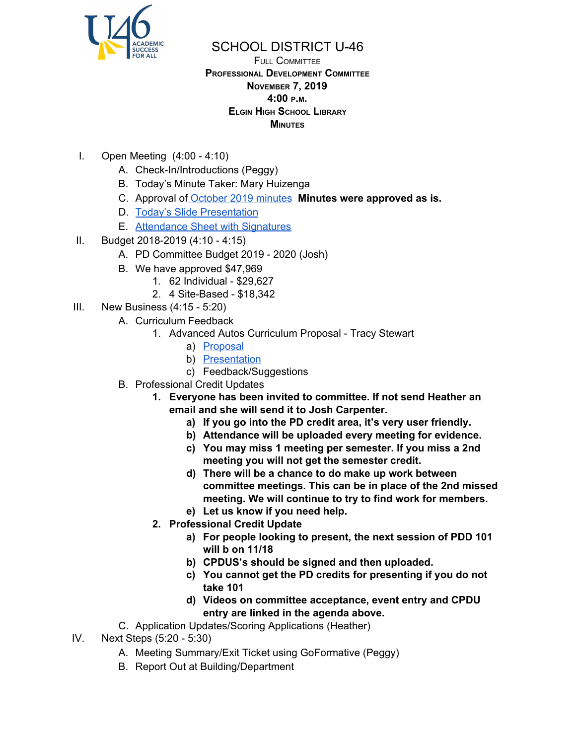# SCHOOL DISTRICT U-46

**Full Committee**
**Professional Development Committee**
**November 7, 2019**
**4:00 p.m.**
**Elgin High School Library**
**Minutes**

I. Open Meeting (4:00 - 4:10)
   A. Check-In/Introductions (Peggy)
   B. Today's Minute Taker: Mary Huizenga
   C. Approval of October 2019 minutes **Minutes were approved as is.**
   D. Today's Slide Presentation
   E. Attendance Sheet with Signatures

II. Budget 2018-2019 (4:10 - 4:15)
   A. PD Committee Budget 2019 - 2020 (Josh)
   B. We have approved $47,969
      1. 62 Individual - $29,627
      2. 4 Site-Based - $18,342

III. New Business (4:15 - 5:20)
   A. Curriculum Feedback
      1. Advanced Autos Curriculum Proposal - Tracy Stewart
         a) Proposal
         b) Presentation
         c) Feedback/Suggestions
   B. Professional Credit Updates
      1. **Everyone has been invited to committee. If not send Heather an email and she will send it to Josh Carpenter.**
         a) **If you go into the PD credit area, it's very user friendly.**
         b) **Attendance will be uploaded every meeting for evidence.**
         c) **You may miss 1 meeting per semester. If you miss a 2nd meeting you will not get the semester credit.**
         d) **There will be a chance to do make up work between committee meetings. This can be in place of the 2nd missed meeting. We will continue to try to find work for members.**
         e) **Let us know if you need help.**
      2. **Professional Credit Update**
         a) **For people looking to present, the next session of PDD 101 will b on 11/18**
         b) **CPDUS's should be signed and then uploaded.**
         c) **You cannot get the PD credits for presenting if you do not take 101**
         d) **Videos on committee acceptance, event entry and CPDU entry are linked in the agenda above.**
   C. Application Updates/Scoring Applications (Heather)

IV. Next Steps (5:20 - 5:30)
   A. Meeting Summary/Exit Ticket using GoFormative (Peggy)
   B. Report Out at Building/Department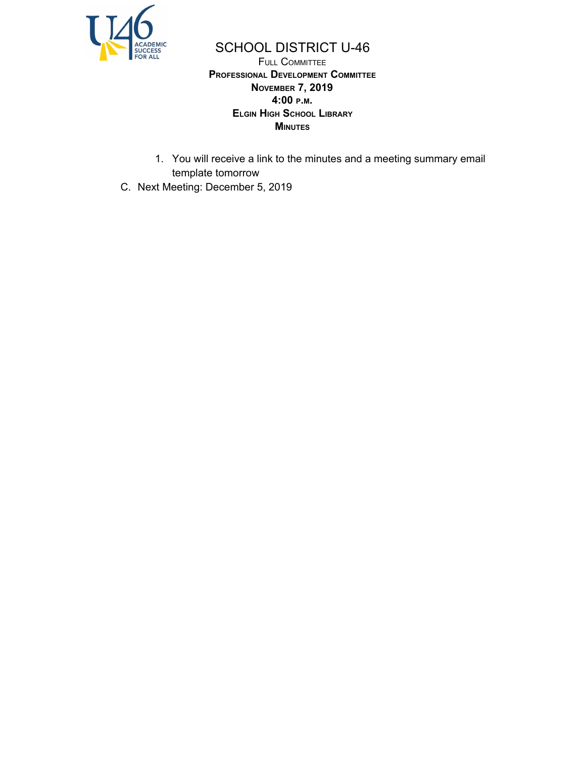1. You will receive a link to the minutes and a meeting summary email template tomorrow

C. Next Meeting: December 5, 2019